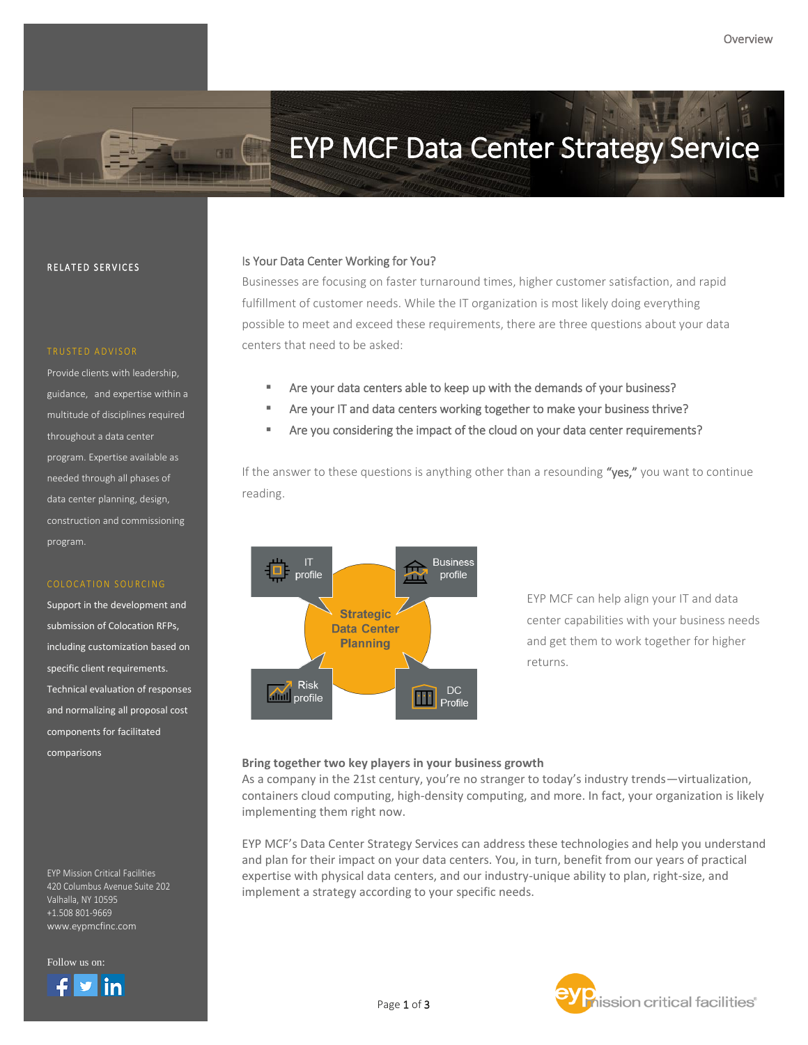# EYP MCF Data Center Strategy Service

**RELATED SERVICES**

**TRUSTED ADVISOR**

Provide clients with leadership, guidance, and expertise within a multitude of disciplines required throughout a data center program. Expertise available as needed through all phases of data center planning, design, construction and commissioning program.

**COLOCATION SOURCING**

Support in the development and submission of Colocation RFPs, including customization based on specific client requirements. Technical evaluation of responses and normalizing all proposal cost components for facilitated comparisons

EYP Mission Critical Facilities
420 Columbus Avenue Suite 202
Valhalla, NY 10595
+1.508 801-9669
www.eypmcfinc.com

Follow us on:

## Is Your Data Center Working for You?

Businesses are focusing on faster turnaround times, higher customer satisfaction, and rapid fulfillment of customer needs. While the IT organization is most likely doing everything possible to meet and exceed these requirements, there are three questions about your data centers that need to be asked:

- Are your data centers able to keep up with the demands of your business?
- Are your IT and data centers working together to make your business thrive?
- Are you considering the impact of the cloud on your data center requirements?

If the answer to these questions is anything other than a resounding **"yes,"** you want to continue reading.

IT profile | Business profile | Strategic Data Center Planning | Risk profile | DC Profile

EYP MCF can help align your IT and data center capabilities with your business needs and get them to work together for higher returns.

**Bring together two key players in your business growth**

As a company in the 21st century, you're no stranger to today's industry trends—virtualization, containers cloud computing, high-density computing, and more. In fact, your organization is likely implementing them right now.

EYP MCF's Data Center Strategy Services can address these technologies and help you understand and plan for their impact on your data centers. You, in turn, benefit from our years of practical expertise with physical data centers, and our industry-unique ability to plan, right-size, and implement a strategy according to your specific needs.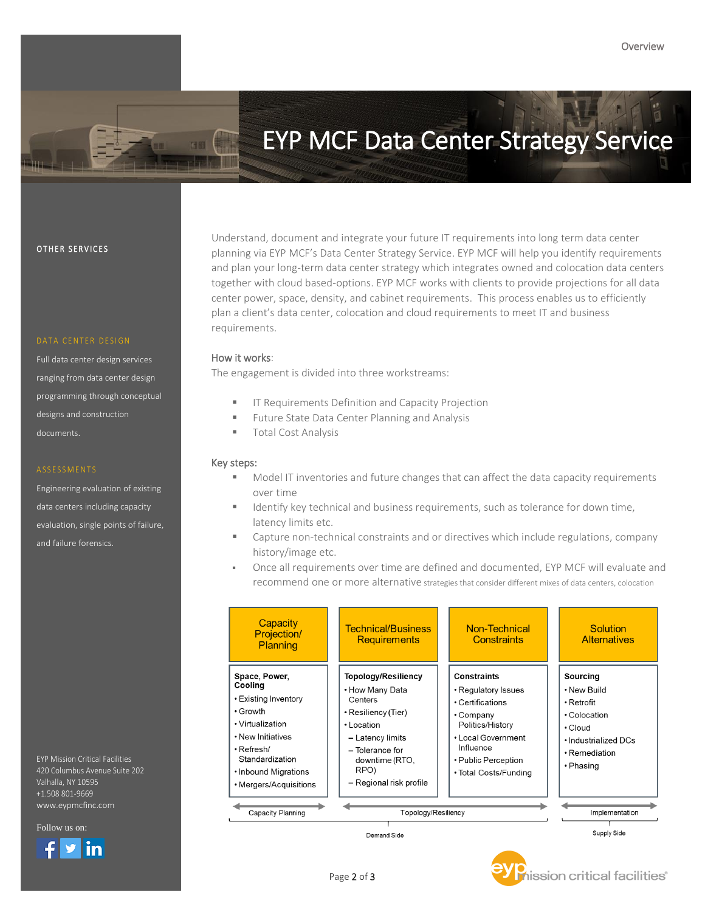# EYP MCF Data Center Strategy Service

OTHER SERVICES

DATA CENTER DESIGN

Full data center design services ranging from data center design programming through conceptual designs and construction documents.

ASSESSMENTS

Engineering evaluation of existing data centers including capacity evaluation, single points of failure, and failure forensics.

EYP Mission Critical Facilities
420 Columbus Avenue Suite 202
Valhalla, NY 10595
+1.508 801-9669
www.eypmcfinc.com

Follow us on:

Understand, document and integrate your future IT requirements into long term data center planning via EYP MCF's Data Center Strategy Service. EYP MCF will help you identify requirements and plan your long-term data center strategy which integrates owned and colocation data centers together with cloud based-options. EYP MCF works with clients to provide projections for all data center power, space, density, and cabinet requirements. This process enables us to efficiently plan a client's data center, colocation and cloud requirements to meet IT and business requirements.

How it works:

The engagement is divided into three workstreams:

- IT Requirements Definition and Capacity Projection
- Future State Data Center Planning and Analysis
- Total Cost Analysis

Key steps:

- Model IT inventories and future changes that can affect the data capacity requirements over time
- Identify key technical and business requirements, such as tolerance for down time, latency limits etc.
- Capture non-technical constraints and or directives which include regulations, company history/image etc.
- Once all requirements over time are defined and documented, EYP MCF will evaluate and recommend one or more alternative strategies that consider different mixes of data centers, colocation

| Capacity Projection/ Planning | Technical/Business Requirements | Non-Technical Constraints | Solution Alternatives |
|---|---|---|---|
| **Space, Power, Cooling**<br>• Existing Inventory<br>• Growth<br>• Virtualization<br>• New Initiatives<br>• Refresh/ Standardization<br>• Inbound Migrations<br>• Mergers/Acquisitions | **Topology/Resiliency**<br>• How Many Data Centers<br>• Resiliency (Tier)<br>• Location<br>– Latency limits<br>– Tolerance for downtime (RTO, RPO)<br>– Regional risk profile | **Constraints**<br>• Regulatory Issues<br>• Certifications<br>• Company Politics/History<br>• Local Government Influence<br>• Public Perception<br>• Total Costs/Funding | **Sourcing**<br>• New Build<br>• Retrofit<br>• Colocation<br>• Cloud<br>• Industrialized DCs<br>• Remediation<br>• Phasing |
| Capacity Planning | Topology/Resiliency | | Implementation |
| Demand Side | | | Supply Side |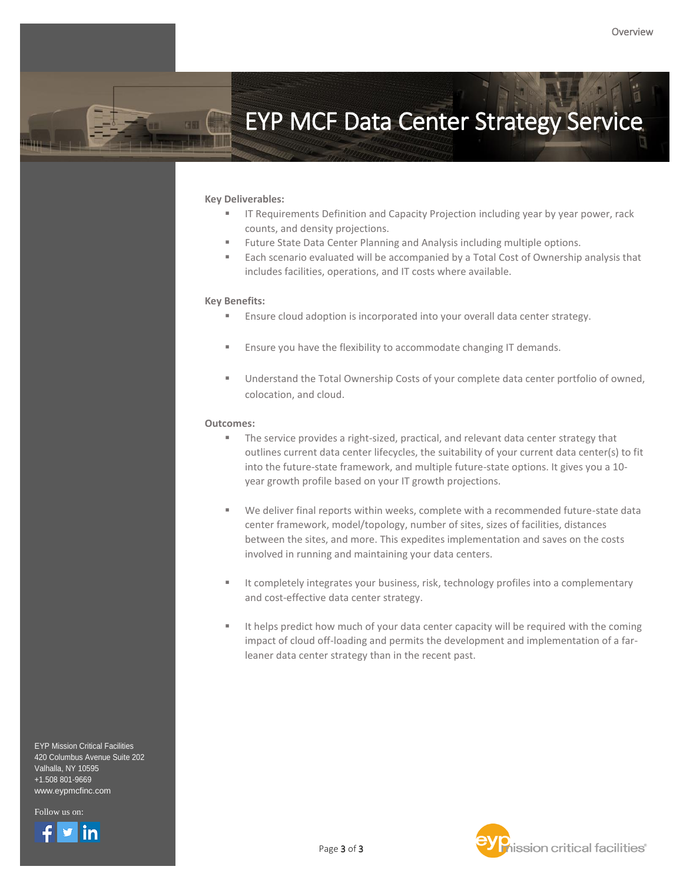# EYP MCF Data Center Strategy Service

**Key Deliverables:**

- IT Requirements Definition and Capacity Projection including year by year power, rack counts, and density projections.
- Future State Data Center Planning and Analysis including multiple options.
- Each scenario evaluated will be accompanied by a Total Cost of Ownership analysis that includes facilities, operations, and IT costs where available.

**Key Benefits:**

- Ensure cloud adoption is incorporated into your overall data center strategy.
- Ensure you have the flexibility to accommodate changing IT demands.
- Understand the Total Ownership Costs of your complete data center portfolio of owned, colocation, and cloud.

**Outcomes:**

- The service provides a right-sized, practical, and relevant data center strategy that outlines current data center lifecycles, the suitability of your current data center(s) to fit into the future-state framework, and multiple future-state options. It gives you a 10-year growth profile based on your IT growth projections.
- We deliver final reports within weeks, complete with a recommended future-state data center framework, model/topology, number of sites, sizes of facilities, distances between the sites, and more. This expedites implementation and saves on the costs involved in running and maintaining your data centers.
- It completely integrates your business, risk, technology profiles into a complementary and cost-effective data center strategy.
- It helps predict how much of your data center capacity will be required with the coming impact of cloud off-loading and permits the development and implementation of a far-leaner data center strategy than in the recent past.

EYP Mission Critical Facilities
420 Columbus Avenue Suite 202
Valhalla, NY 10595
+1.508 801-9669
www.eypmcfinc.com

Follow us on:

eyp mission critical facilities®